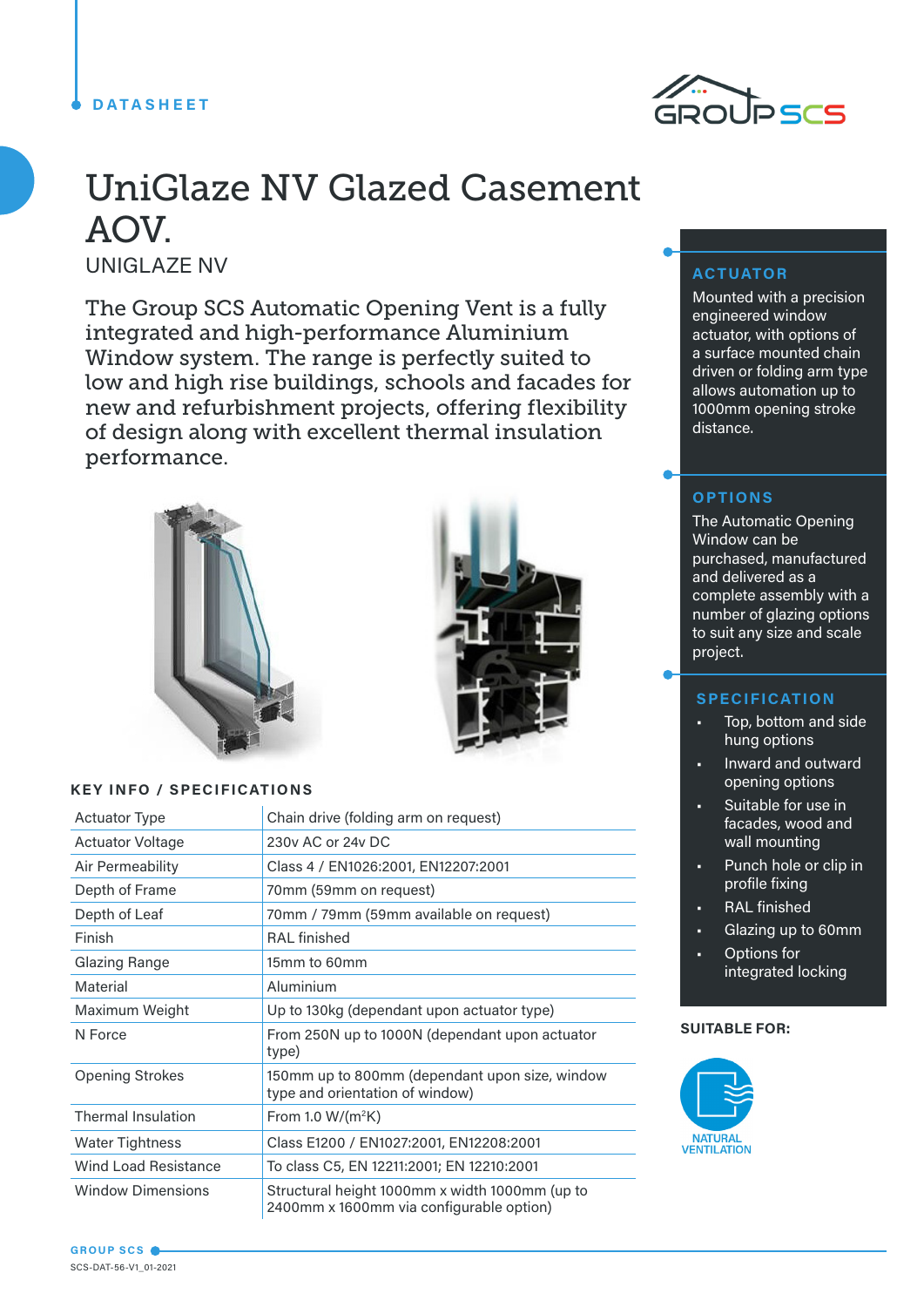DATASHEET

# UniGlaze NV Glazed Casement AOV.

UNIGLAZE NV

The Group SCS Automatic Opening Vent is a fully integrated and high-performance Aluminium Window system. The range is perfectly suited to low and high rise buildings, schools and facades for new and refurbishment projects, offering flexibility of design along with excellent thermal insulation performance.

## KEY INFO / SPECIFICATIONS

| | |
|---|---|
| Actuator Type | Chain drive (folding arm on request) |
| Actuator Voltage | 230v AC or 24v DC |
| Air Permeability | Class 4 / EN1026:2001, EN12207:2001 |
| Depth of Frame | 70mm (59mm on request) |
| Depth of Leaf | 70mm / 79mm (59mm available on request) |
| Finish | RAL finished |
| Glazing Range | 15mm to 60mm |
| Material | Aluminium |
| Maximum Weight | Up to 130kg (dependant upon actuator type) |
| N Force | From 250N up to 1000N (dependant upon actuator type) |
| Opening Strokes | 150mm up to 800mm (dependant upon size, window type and orientation of window) |
| Thermal Insulation | From 1.0 W/(m²K) |
| Water Tightness | Class E1200 / EN1027:2001, EN12208:2001 |
| Wind Load Resistance | To class C5, EN 12211:2001; EN 12210:2001 |
| Window Dimensions | Structural height 1000mm x width 1000mm (up to 2400mm x 1600mm via configurable option) |

## ACTUATOR

Mounted with a precision engineered window actuator, with options of a surface mounted chain driven or folding arm type allows automation up to 1000mm opening stroke distance.

## OPTIONS

The Automatic Opening Window can be purchased, manufactured and delivered as a complete assembly with a number of glazing options to suit any size and scale project.

## SPECIFICATION

- Top, bottom and side hung options
- Inward and outward opening options
- Suitable for use in facades, wood and wall mounting
- Punch hole or clip in profile fixing
- RAL finished
- Glazing up to 60mm
- Options for integrated locking

**SUITABLE FOR:**

NATURAL VENTILATION

GROUP SCS

SCS-DAT-56-V1_01-2021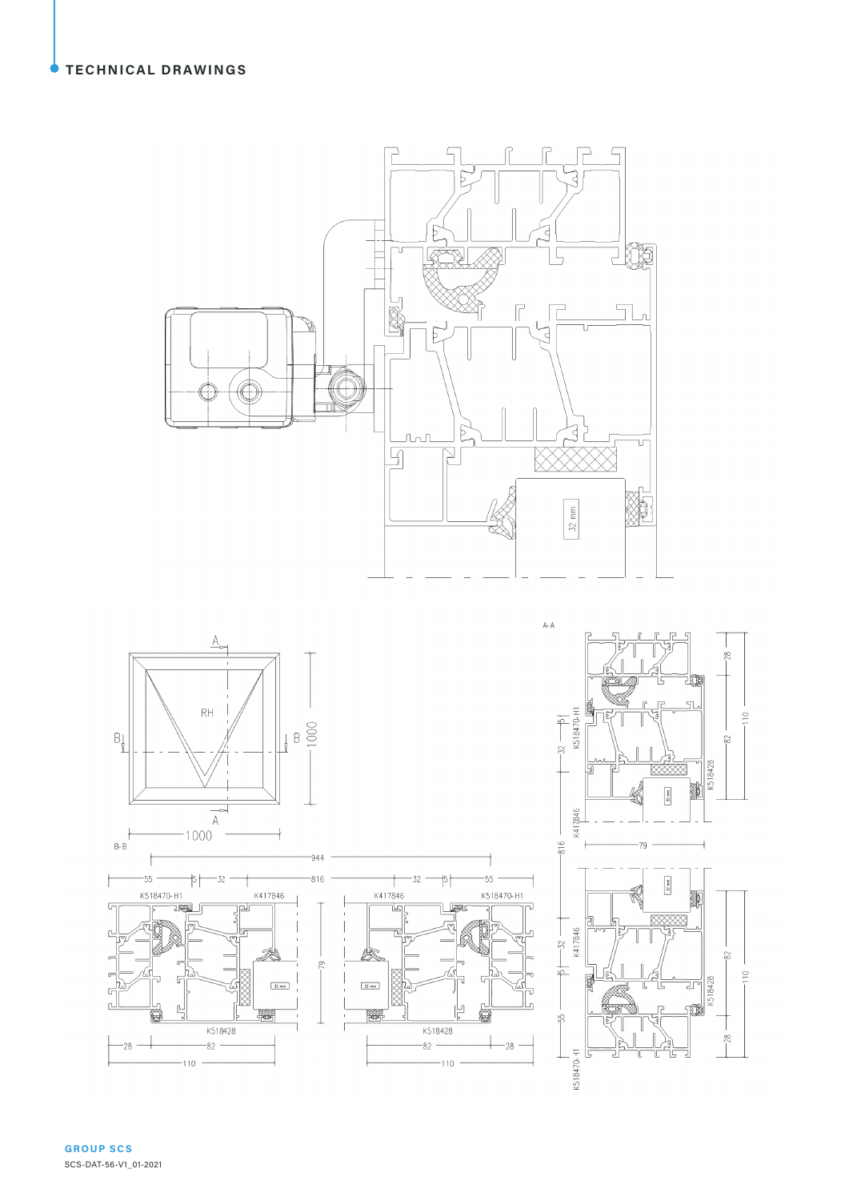# TECHNICAL DRAWINGS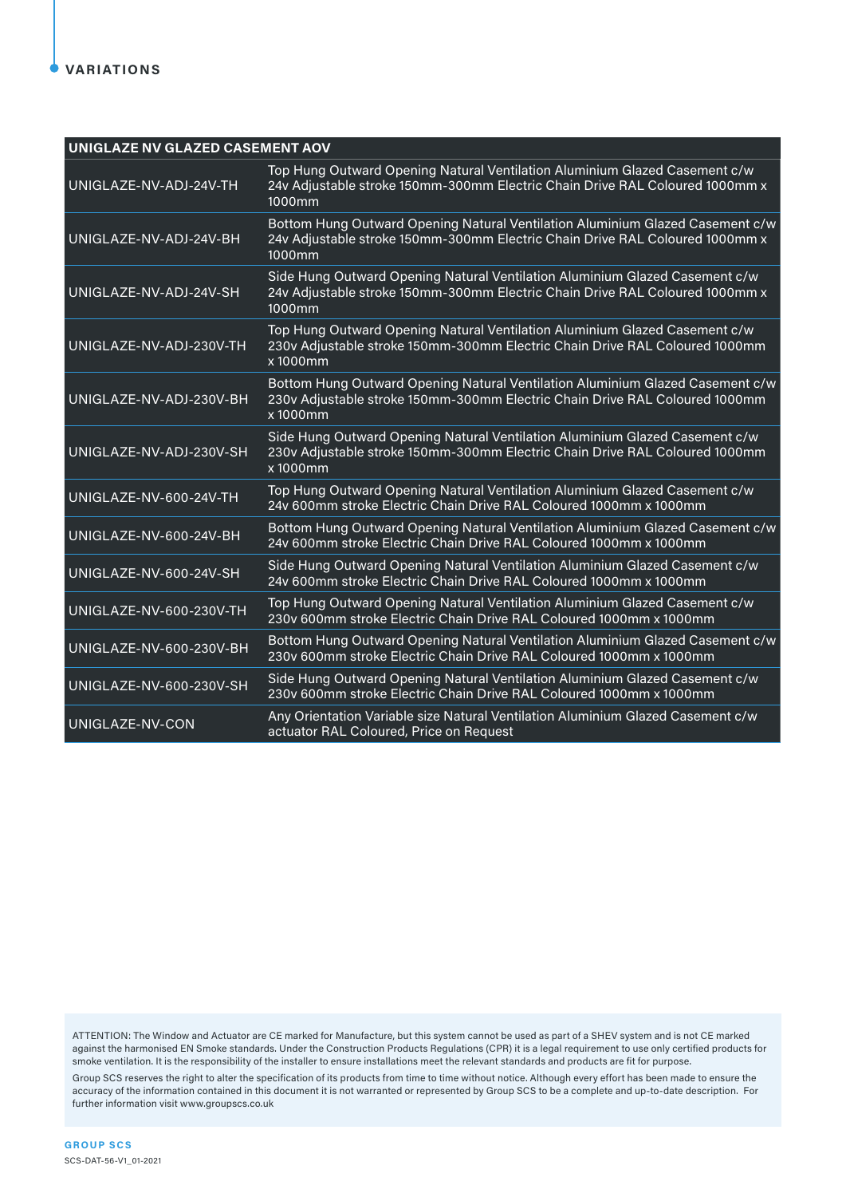## VARIATIONS

| UNIGLAZE NV GLAZED CASEMENT AOV | |
|---|---|
| UNIGLAZE-NV-ADJ-24V-TH | Top Hung Outward Opening Natural Ventilation Aluminium Glazed Casement c/w 24v Adjustable stroke 150mm-300mm Electric Chain Drive RAL Coloured 1000mm x 1000mm |
| UNIGLAZE-NV-ADJ-24V-BH | Bottom Hung Outward Opening Natural Ventilation Aluminium Glazed Casement c/w 24v Adjustable stroke 150mm-300mm Electric Chain Drive RAL Coloured 1000mm x 1000mm |
| UNIGLAZE-NV-ADJ-24V-SH | Side Hung Outward Opening Natural Ventilation Aluminium Glazed Casement c/w 24v Adjustable stroke 150mm-300mm Electric Chain Drive RAL Coloured 1000mm x 1000mm |
| UNIGLAZE-NV-ADJ-230V-TH | Top Hung Outward Opening Natural Ventilation Aluminium Glazed Casement c/w 230v Adjustable stroke 150mm-300mm Electric Chain Drive RAL Coloured 1000mm x 1000mm |
| UNIGLAZE-NV-ADJ-230V-BH | Bottom Hung Outward Opening Natural Ventilation Aluminium Glazed Casement c/w 230v Adjustable stroke 150mm-300mm Electric Chain Drive RAL Coloured 1000mm x 1000mm |
| UNIGLAZE-NV-ADJ-230V-SH | Side Hung Outward Opening Natural Ventilation Aluminium Glazed Casement c/w 230v Adjustable stroke 150mm-300mm Electric Chain Drive RAL Coloured 1000mm x 1000mm |
| UNIGLAZE-NV-600-24V-TH | Top Hung Outward Opening Natural Ventilation Aluminium Glazed Casement c/w 24v 600mm stroke Electric Chain Drive RAL Coloured 1000mm x 1000mm |
| UNIGLAZE-NV-600-24V-BH | Bottom Hung Outward Opening Natural Ventilation Aluminium Glazed Casement c/w 24v 600mm stroke Electric Chain Drive RAL Coloured 1000mm x 1000mm |
| UNIGLAZE-NV-600-24V-SH | Side Hung Outward Opening Natural Ventilation Aluminium Glazed Casement c/w 24v 600mm stroke Electric Chain Drive RAL Coloured 1000mm x 1000mm |
| UNIGLAZE-NV-600-230V-TH | Top Hung Outward Opening Natural Ventilation Aluminium Glazed Casement c/w 230v 600mm stroke Electric Chain Drive RAL Coloured 1000mm x 1000mm |
| UNIGLAZE-NV-600-230V-BH | Bottom Hung Outward Opening Natural Ventilation Aluminium Glazed Casement c/w 230v 600mm stroke Electric Chain Drive RAL Coloured 1000mm x 1000mm |
| UNIGLAZE-NV-600-230V-SH | Side Hung Outward Opening Natural Ventilation Aluminium Glazed Casement c/w 230v 600mm stroke Electric Chain Drive RAL Coloured 1000mm x 1000mm |
| UNIGLAZE-NV-CON | Any Orientation Variable size Natural Ventilation Aluminium Glazed Casement c/w actuator RAL Coloured, Price on Request |

ATTENTION: The Window and Actuator are CE marked for Manufacture, but this system cannot be used as part of a SHEV system and is not CE marked against the harmonised EN Smoke standards. Under the Construction Products Regulations (CPR) it is a legal requirement to use only certified products for smoke ventilation. It is the responsibility of the installer to ensure installations meet the relevant standards and products are fit for purpose.

Group SCS reserves the right to alter the specification of its products from time to time without notice. Although every effort has been made to ensure the accuracy of the information contained in this document it is not warranted or represented by Group SCS to be a complete and up-to-date description. For further information visit www.groupscs.co.uk

GROUP SCS

SCS-DAT-56-V1_01-2021